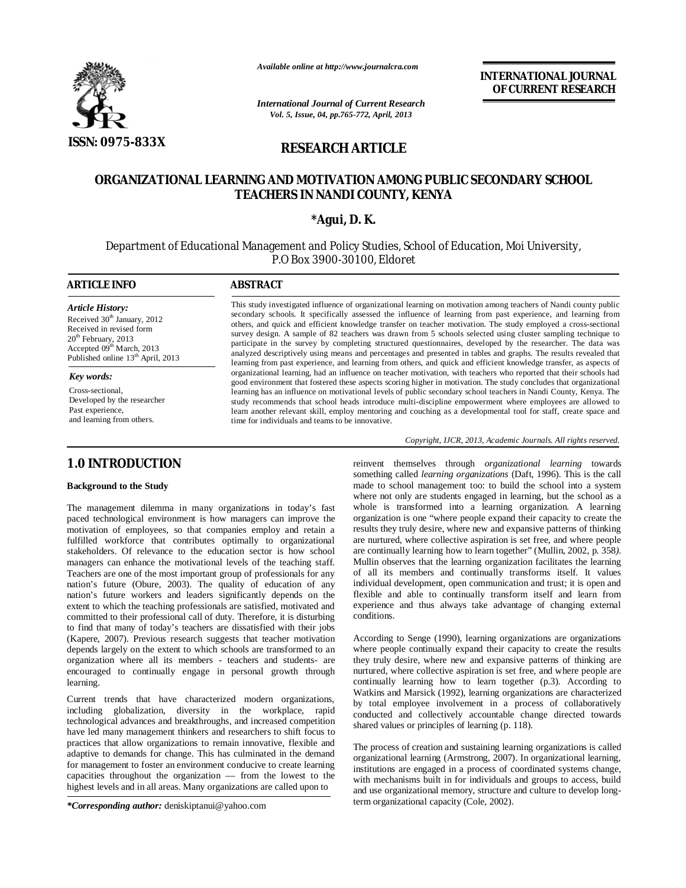*Available online at http://www.journalcra.com*

**INTERNATIONAL JOURNAL OF CURRENT RESEARCH**

*International Journal of Current Research*
*Vol. 5, Issue, 04, pp.765-772, April, 2013*

**ISSN: 0975-833X**

## RESEARCH ARTICLE

# ORGANIZATIONAL LEARNING AND MOTIVATION AMONG PUBLIC SECONDARY SCHOOL TEACHERS IN NANDI COUNTY, KENYA

**\*Agui, D. K.**

Department of Educational Management and Policy Studies, School of Education, Moi University, P.O Box 3900-30100, Eldoret

**ARTICLE INFO**

*Article History:*
Received 30th January, 2012
Received in revised form
20th February, 2013
Accepted 09th March, 2013
Published online 13th April, 2013

*Key words:*
Cross-sectional,
Developed by the researcher
Past experience,
and learning from others.

**ABSTRACT**

This study investigated influence of organizational learning on motivation among teachers of Nandi county public secondary schools. It specifically assessed the influence of learning from past experience, and learning from others, and quick and efficient knowledge transfer on teacher motivation. The study employed a cross-sectional survey design. A sample of 82 teachers was drawn from 5 schools selected using cluster sampling technique to participate in the survey by completing structured questionnaires, developed by the researcher. The data was analyzed descriptively using means and percentages and presented in tables and graphs. The results revealed that learning from past experience, and learning from others, and quick and efficient knowledge transfer, as aspects of organizational learning, had an influence on teacher motivation, with teachers who reported that their schools had good environment that fostered these aspects scoring higher in motivation. The study concludes that organizational learning has an influence on motivational levels of public secondary school teachers in Nandi County, Kenya. The study recommends that school heads introduce multi-discipline empowerment where employees are allowed to learn another relevant skill, employ mentoring and couching as a developmental tool for staff, create space and time for individuals and teams to be innovative.

*Copyright, IJCR, 2013, Academic Journals. All rights reserved.*

## 1.0 INTRODUCTION

### Background to the Study

The management dilemma in many organizations in today's fast paced technological environment is how managers can improve the motivation of employees, so that companies employ and retain a fulfilled workforce that contributes optimally to organizational stakeholders. Of relevance to the education sector is how school managers can enhance the motivational levels of the teaching staff. Teachers are one of the most important group of professionals for any nation's future (Obure, 2003). The quality of education of any nation's future workers and leaders significantly depends on the extent to which the teaching professionals are satisfied, motivated and committed to their professional call of duty. Therefore, it is disturbing to find that many of today's teachers are dissatisfied with their jobs (Kapere, 2007). Previous research suggests that teacher motivation depends largely on the extent to which schools are transformed to an organization where all its members - teachers and students- are encouraged to continually engage in personal growth through learning.

Current trends that have characterized modern organizations, including globalization, diversity in the workplace, rapid technological advances and breakthroughs, and increased competition have led many management thinkers and researchers to shift focus to practices that allow organizations to remain innovative, flexible and adaptive to demands for change. This has culminated in the demand for management to foster an environment conducive to create learning capacities throughout the organization — from the lowest to the highest levels and in all areas. Many organizations are called upon to reinvent themselves through *organizational learning* towards something called *learning organizations* (Daft, 1996). This is the call made to school management too: to build the school into a system where not only are students engaged in learning, but the school as a whole is transformed into a learning organization. A learning organization is one "where people expand their capacity to create the results they truly desire, where new and expansive patterns of thinking are nurtured, where collective aspiration is set free, and where people are continually learning how to learn together" (Mullin, 2002, p. 358*)*. Mullin observes that the learning organization facilitates the learning of all its members and continually transforms itself. It values individual development, open communication and trust; it is open and flexible and able to continually transform itself and learn from experience and thus always take advantage of changing external conditions.

According to Senge (1990), learning organizations are organizations where people continually expand their capacity to create the results they truly desire, where new and expansive patterns of thinking are nurtured, where collective aspiration is set free, and where people are continually learning how to learn together (p.3). According to Watkins and Marsick (1992), learning organizations are characterized by total employee involvement in a process of collaboratively conducted and collectively accountable change directed towards shared values or principles of learning (p. 118).

The process of creation and sustaining learning organizations is called organizational learning (Armstrong, 2007). In organizational learning, institutions are engaged in a process of coordinated systems change, with mechanisms built in for individuals and groups to access, build and use organizational memory, structure and culture to develop long-term organizational capacity (Cole, 2002).

***Corresponding author:** deniskiptanui@yahoo.com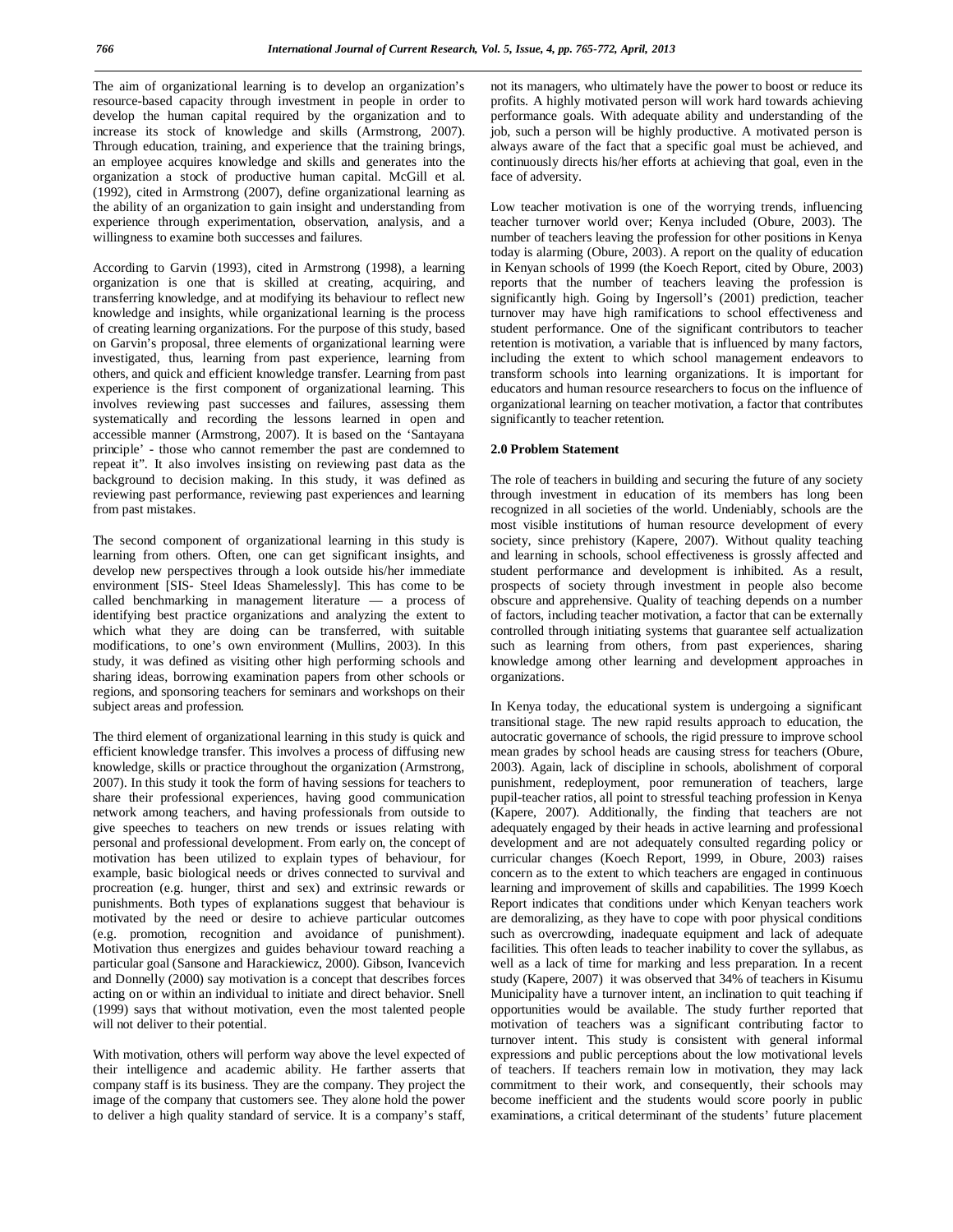The aim of organizational learning is to develop an organization's resource-based capacity through investment in people in order to develop the human capital required by the organization and to increase its stock of knowledge and skills (Armstrong, 2007). Through education, training, and experience that the training brings, an employee acquires knowledge and skills and generates into the organization a stock of productive human capital. McGill et al. (1992), cited in Armstrong (2007), define organizational learning as the ability of an organization to gain insight and understanding from experience through experimentation, observation, analysis, and a willingness to examine both successes and failures.

According to Garvin (1993), cited in Armstrong (1998), a learning organization is one that is skilled at creating, acquiring, and transferring knowledge, and at modifying its behaviour to reflect new knowledge and insights, while organizational learning is the process of creating learning organizations. For the purpose of this study, based on Garvin's proposal, three elements of organizational learning were investigated, thus, learning from past experience, learning from others, and quick and efficient knowledge transfer. Learning from past experience is the first component of organizational learning. This involves reviewing past successes and failures, assessing them systematically and recording the lessons learned in open and accessible manner (Armstrong, 2007). It is based on the 'Santayana principle' - those who cannot remember the past are condemned to repeat it". It also involves insisting on reviewing past data as the background to decision making. In this study, it was defined as reviewing past performance, reviewing past experiences and learning from past mistakes.

The second component of organizational learning in this study is learning from others. Often, one can get significant insights, and develop new perspectives through a look outside his/her immediate environment [SIS- Steel Ideas Shamelessly]. This has come to be called benchmarking in management literature — a process of identifying best practice organizations and analyzing the extent to which what they are doing can be transferred, with suitable modifications, to one's own environment (Mullins, 2003). In this study, it was defined as visiting other high performing schools and sharing ideas, borrowing examination papers from other schools or regions, and sponsoring teachers for seminars and workshops on their subject areas and profession.

The third element of organizational learning in this study is quick and efficient knowledge transfer. This involves a process of diffusing new knowledge, skills or practice throughout the organization (Armstrong, 2007). In this study it took the form of having sessions for teachers to share their professional experiences, having good communication network among teachers, and having professionals from outside to give speeches to teachers on new trends or issues relating with personal and professional development. From early on, the concept of motivation has been utilized to explain types of behaviour, for example, basic biological needs or drives connected to survival and procreation (e.g. hunger, thirst and sex) and extrinsic rewards or punishments. Both types of explanations suggest that behaviour is motivated by the need or desire to achieve particular outcomes (e.g. promotion, recognition and avoidance of punishment). Motivation thus energizes and guides behaviour toward reaching a particular goal (Sansone and Harackiewicz, 2000). Gibson, Ivancevich and Donnelly (2000) say motivation is a concept that describes forces acting on or within an individual to initiate and direct behavior. Snell (1999) says that without motivation, even the most talented people will not deliver to their potential.

With motivation, others will perform way above the level expected of their intelligence and academic ability. He farther asserts that company staff is its business. They are the company. They project the image of the company that customers see. They alone hold the power to deliver a high quality standard of service. It is a company's staff, not its managers, who ultimately have the power to boost or reduce its profits. A highly motivated person will work hard towards achieving performance goals. With adequate ability and understanding of the job, such a person will be highly productive. A motivated person is always aware of the fact that a specific goal must be achieved, and continuously directs his/her efforts at achieving that goal, even in the face of adversity.

Low teacher motivation is one of the worrying trends, influencing teacher turnover world over; Kenya included (Obure, 2003). The number of teachers leaving the profession for other positions in Kenya today is alarming (Obure, 2003). A report on the quality of education in Kenyan schools of 1999 (the Koech Report, cited by Obure, 2003) reports that the number of teachers leaving the profession is significantly high. Going by Ingersoll's (2001) prediction, teacher turnover may have high ramifications to school effectiveness and student performance. One of the significant contributors to teacher retention is motivation, a variable that is influenced by many factors, including the extent to which school management endeavors to transform schools into learning organizations. It is important for educators and human resource researchers to focus on the influence of organizational learning on teacher motivation, a factor that contributes significantly to teacher retention.

## 2.0 Problem Statement

The role of teachers in building and securing the future of any society through investment in education of its members has long been recognized in all societies of the world. Undeniably, schools are the most visible institutions of human resource development of every society, since prehistory (Kapere, 2007). Without quality teaching and learning in schools, school effectiveness is grossly affected and student performance and development is inhibited. As a result, prospects of society through investment in people also become obscure and apprehensive. Quality of teaching depends on a number of factors, including teacher motivation, a factor that can be externally controlled through initiating systems that guarantee self actualization such as learning from others, from past experiences, sharing knowledge among other learning and development approaches in organizations.

In Kenya today, the educational system is undergoing a significant transitional stage. The new rapid results approach to education, the autocratic governance of schools, the rigid pressure to improve school mean grades by school heads are causing stress for teachers (Obure, 2003). Again, lack of discipline in schools, abolishment of corporal punishment, redeployment, poor remuneration of teachers, large pupil-teacher ratios, all point to stressful teaching profession in Kenya (Kapere, 2007). Additionally, the finding that teachers are not adequately engaged by their heads in active learning and professional development and are not adequately consulted regarding policy or curricular changes (Koech Report, 1999, in Obure, 2003) raises concern as to the extent to which teachers are engaged in continuous learning and improvement of skills and capabilities. The 1999 Koech Report indicates that conditions under which Kenyan teachers work are demoralizing, as they have to cope with poor physical conditions such as overcrowding, inadequate equipment and lack of adequate facilities. This often leads to teacher inability to cover the syllabus, as well as a lack of time for marking and less preparation. In a recent study (Kapere, 2007) it was observed that 34% of teachers in Kisumu Municipality have a turnover intent, an inclination to quit teaching if opportunities would be available. The study further reported that motivation of teachers was a significant contributing factor to turnover intent. This study is consistent with general informal expressions and public perceptions about the low motivational levels of teachers. If teachers remain low in motivation, they may lack commitment to their work, and consequently, their schools may become inefficient and the students would score poorly in public examinations, a critical determinant of the students' future placement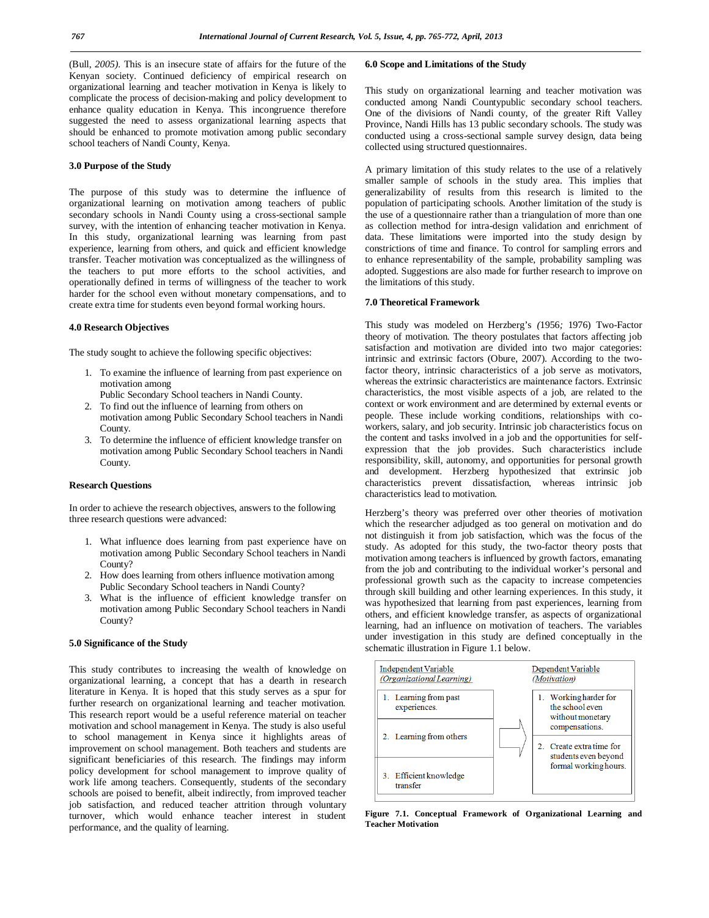(Bull, *2005).* This is an insecure state of affairs for the future of the Kenyan society. Continued deficiency of empirical research on organizational learning and teacher motivation in Kenya is likely to complicate the process of decision-making and policy development to enhance quality education in Kenya. This incongruence therefore suggested the need to assess organizational learning aspects that should be enhanced to promote motivation among public secondary school teachers of Nandi County, Kenya.

### 3.0 Purpose of the Study

The purpose of this study was to determine the influence of organizational learning on motivation among teachers of public secondary schools in Nandi County using a cross-sectional sample survey, with the intention of enhancing teacher motivation in Kenya. In this study, organizational learning was learning from past experience, learning from others, and quick and efficient knowledge transfer. Teacher motivation was conceptualized as the willingness of the teachers to put more efforts to the school activities, and operationally defined in terms of willingness of the teacher to work harder for the school even without monetary compensations, and to create extra time for students even beyond formal working hours.

### 4.0 Research Objectives

The study sought to achieve the following specific objectives:

1. To examine the influence of learning from past experience on motivation among Public Secondary School teachers in Nandi County.
2. To find out the influence of learning from others on motivation among Public Secondary School teachers in Nandi County.
3. To determine the influence of efficient knowledge transfer on motivation among Public Secondary School teachers in Nandi County.

### Research Questions

In order to achieve the research objectives, answers to the following three research questions were advanced:

1. What influence does learning from past experience have on motivation among Public Secondary School teachers in Nandi County?
2. How does learning from others influence motivation among Public Secondary School teachers in Nandi County?
3. What is the influence of efficient knowledge transfer on motivation among Public Secondary School teachers in Nandi County?

### 5.0 Significance of the Study

This study contributes to increasing the wealth of knowledge on organizational learning, a concept that has a dearth in research literature in Kenya. It is hoped that this study serves as a spur for further research on organizational learning and teacher motivation. This research report would be a useful reference material on teacher motivation and school management in Kenya. The study is also useful to school management in Kenya since it highlights areas of improvement on school management. Both teachers and students are significant beneficiaries of this research. The findings may inform policy development for school management to improve quality of work life among teachers. Consequently, students of the secondary schools are poised to benefit, albeit indirectly, from improved teacher job satisfaction, and reduced teacher attrition through voluntary turnover, which would enhance teacher interest in student performance, and the quality of learning.

### 6.0 Scope and Limitations of the Study

This study on organizational learning and teacher motivation was conducted among Nandi Countypublic secondary school teachers. One of the divisions of Nandi county, of the greater Rift Valley Province, Nandi Hills has 13 public secondary schools. The study was conducted using a cross-sectional sample survey design, data being collected using structured questionnaires.

A primary limitation of this study relates to the use of a relatively smaller sample of schools in the study area. This implies that generalizability of results from this research is limited to the population of participating schools. Another limitation of the study is the use of a questionnaire rather than a triangulation of more than one as collection method for intra-design validation and enrichment of data. These limitations were imported into the study design by constrictions of time and finance. To control for sampling errors and to enhance representability of the sample, probability sampling was adopted. Suggestions are also made for further research to improve on the limitations of this study.

### 7.0 Theoretical Framework

This study was modeled on Herzberg's *(*1956*;* 1976) Two-Factor theory of motivation. The theory postulates that factors affecting job satisfaction and motivation are divided into two major categories: intrinsic and extrinsic factors (Obure, 2007). According to the two-factor theory, intrinsic characteristics of a job serve as motivators, whereas the extrinsic characteristics are maintenance factors. Extrinsic characteristics, the most visible aspects of a job, are related to the context or work environment and are determined by external events or people. These include working conditions, relationships with co-workers, salary, and job security. Intrinsic job characteristics focus on the content and tasks involved in a job and the opportunities for self-expression that the job provides. Such characteristics include responsibility, skill, autonomy, and opportunities for personal growth and development. Herzberg hypothesized that extrinsic job characteristics prevent dissatisfaction, whereas intrinsic job characteristics lead to motivation.

Herzberg's theory was preferred over other theories of motivation which the researcher adjudged as too general on motivation and do not distinguish it from job satisfaction, which was the focus of the study. As adopted for this study, the two-factor theory posts that motivation among teachers is influenced by growth factors, emanating from the job and contributing to the individual worker's personal and professional growth such as the capacity to increase competencies through skill building and other learning experiences. In this study, it was hypothesized that learning from past experiences, learning from others, and efficient knowledge transfer, as aspects of organizational learning, had an influence on motivation of teachers. The variables under investigation in this study are defined conceptually in the schematic illustration in Figure 1.1 below.

| Independent Variable (*Organizational Learning*) | | Dependent Variable (*Motivation*) |
|---|---|---|
| 1. Learning from past experiences. 2. Learning from others 3. Efficient knowledge transfer | ⇒ | 1. Working harder for the school even without monetary compensations. 2. Create extra time for students even beyond formal working hours. |

**Figure 7.1. Conceptual Framework of Organizational Learning and Teacher Motivation**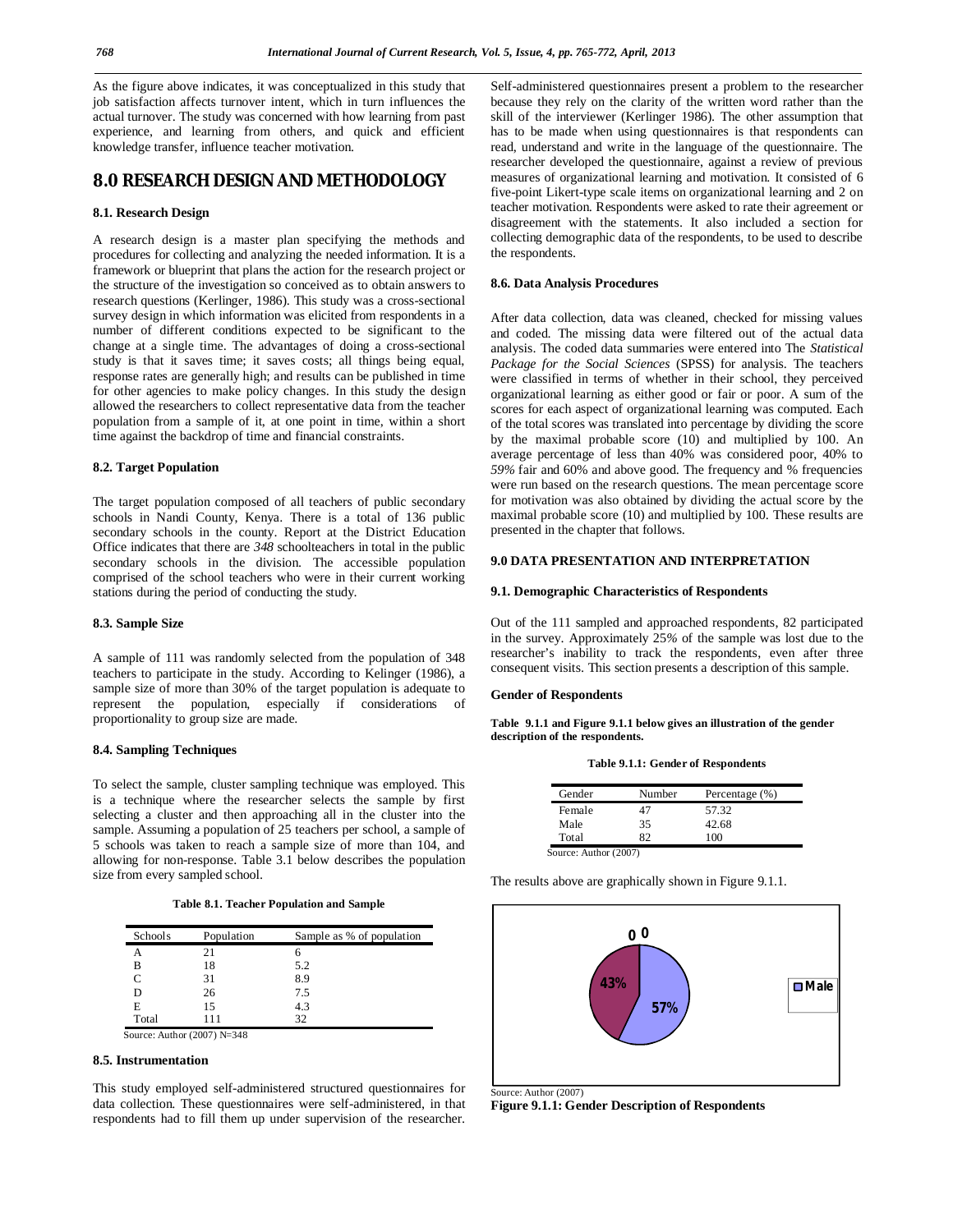As the figure above indicates, it was conceptualized in this study that job satisfaction affects turnover intent, which in turn influences the actual turnover. The study was concerned with how learning from past experience, and learning from others, and quick and efficient knowledge transfer, influence teacher motivation.

# 8.0 RESEARCH DESIGN AND METHODOLOGY

### 8.1. Research Design

A research design is a master plan specifying the methods and procedures for collecting and analyzing the needed information. It is a framework or blueprint that plans the action for the research project or the structure of the investigation so conceived as to obtain answers to research questions (Kerlinger, 1986). This study was a cross-sectional survey design in which information was elicited from respondents in a number of different conditions expected to be significant to the change at a single time. The advantages of doing a cross-sectional study is that it saves time; it saves costs; all things being equal, response rates are generally high; and results can be published in time for other agencies to make policy changes. In this study the design allowed the researchers to collect representative data from the teacher population from a sample of it, at one point in time, within a short time against the backdrop of time and financial constraints.

### 8.2. Target Population

The target population composed of all teachers of public secondary schools in Nandi County, Kenya. There is a total of 136 public secondary schools in the county. Report at the District Education Office indicates that there are *348* schoolteachers in total in the public secondary schools in the division. The accessible population comprised of the school teachers who were in their current working stations during the period of conducting the study.

### 8.3. Sample Size

A sample of 111 was randomly selected from the population of 348 teachers to participate in the study. According to Kelinger (1986), a sample size of more than 30% of the target population is adequate to represent the population, especially if considerations of proportionality to group size are made.

### 8.4. Sampling Techniques

To select the sample, cluster sampling technique was employed. This is a technique where the researcher selects the sample by first selecting a cluster and then approaching all in the cluster into the sample. Assuming a population of 25 teachers per school, a sample of 5 schools was taken to reach a sample size of more than 104, and allowing for non-response. Table 3.1 below describes the population size from every sampled school.

**Table 8.1. Teacher Population and Sample**

| Schools | Population | Sample as % of population |
|---|---|---|
| A | 21 | 6 |
| B | 18 | 5.2 |
| C | 31 | 8.9 |
| D | 26 | 7.5 |
| E | 15 | 4.3 |
| Total | 111 | 32 |

Source: Author (2007) N=348

### 8.5. Instrumentation

This study employed self-administered structured questionnaires for data collection. These questionnaires were self-administered, in that respondents had to fill them up under supervision of the researcher. Self-administered questionnaires present a problem to the researcher because they rely on the clarity of the written word rather than the skill of the interviewer (Kerlinger 1986). The other assumption that has to be made when using questionnaires is that respondents can read, understand and write in the language of the questionnaire. The researcher developed the questionnaire, against a review of previous measures of organizational learning and motivation. It consisted of 6 five-point Likert-type scale items on organizational learning and 2 on teacher motivation. Respondents were asked to rate their agreement or disagreement with the statements. It also included a section for collecting demographic data of the respondents, to be used to describe the respondents.

### 8.6. Data Analysis Procedures

After data collection, data was cleaned, checked for missing values and coded. The missing data were filtered out of the actual data analysis. The coded data summaries were entered into The *Statistical Package for the Social Sciences* (SPSS) for analysis. The teachers were classified in terms of whether in their school, they perceived organizational learning as either good or fair or poor. A sum of the scores for each aspect of organizational learning was computed. Each of the total scores was translated into percentage by dividing the score by the maximal probable score (10) and multiplied by 100. An average percentage of less than 40% was considered poor, 40% to *59%* fair and 60% and above good. The frequency and % frequencies were run based on the research questions. The mean percentage score for motivation was also obtained by dividing the actual score by the maximal probable score (10) and multiplied by 100. These results are presented in the chapter that follows.

### 9.0 DATA PRESENTATION AND INTERPRETATION

### 9.1. Demographic Characteristics of Respondents

Out of the 111 sampled and approached respondents, 82 participated in the survey. Approximately 25% of the sample was lost due to the researcher's inability to track the respondents, even after three consequent visits. This section presents a description of this sample.

### Gender of Respondents

**Table 9.1.1 and Figure 9.1.1 below gives an illustration of the gender description of the respondents.**

**Table 9.1.1: Gender of Respondents**

| Gender | Number | Percentage (%) |
|---|---|---|
| Female | 47 | 57.32 |
| Male | 35 | 42.68 |
| Total | 82 | 100 |

Source: Author (2007)

The results above are graphically shown in Figure 9.1.1.

Source: Author (2007)

**Figure 9.1.1: Gender Description of Respondents**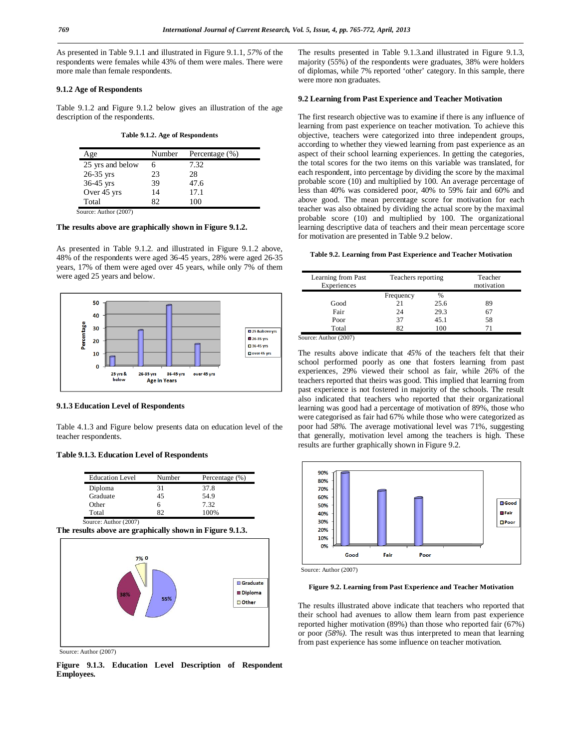As presented in Table 9.1.1 and illustrated in Figure 9.1.1, *57%* of the respondents were females while 43% of them were males. There were more male than female respondents.

### 9.1.2 Age of Respondents

Table 9.1.2 and Figure 9.1.2 below gives an illustration of the age description of the respondents.

**Table 9.1.2. Age of Respondents**

| Age | Number | Percentage (%) |
|---|---|---|
| 25 yrs and below | 6 | 7.32 |
| 26-35 yrs | 23 | 28 |
| 36-45 yrs | 39 | 47.6 |
| Over 45 yrs | 14 | 17.1 |
| Total | 82 | 100 |

Source: Author (2007)

**The results above are graphically shown in Figure 9.1.2.**

As presented in Table 9.1.2. and illustrated in Figure 9.1.2 above, 48% of the respondents were aged 36-45 years, 28% were aged 26-35 years, 17% of them were aged over 45 years, while only 7% of them were aged 25 years and below.

### 9.1.3 Education Level of Respondents

Table 4.1.3 and Figure below presents data on education level of the teacher respondents.

**Table 9.1.3. Education Level of Respondents**

| Education Level | Number | Percentage (%) |
|---|---|---|
| Diploma | 31 | 37.8 |
| Graduate | 45 | 54.9 |
| Other | 6 | 7.32 |
| Total | 82 | 100% |

Source: Author (2007)

**The results above are graphically shown in Figure 9.1.3.**

Source: Author (2007)

**Figure 9.1.3. Education Level Description of Respondent Employees.**

The results presented in Table 9.1.3.and illustrated in Figure 9.1.3, majority (55%) of the respondents were graduates, 38% were holders of diplomas, while 7% reported 'other' category. In this sample, there were more non graduates.

### 9.2 Learning from Past Experience and Teacher Motivation

The first research objective was to examine if there is any influence of learning from past experience on teacher motivation. To achieve this objective, teachers were categorized into three independent groups, according to whether they viewed learning from past experience as an aspect of their school learning experiences. In getting the categories, the total scores for the two items on this variable was translated, for each respondent, into percentage by dividing the score by the maximal probable score (10) and multiplied by 100. An average percentage of less than 40% was considered poor, 40% to 59% fair and 60% and above good. The mean percentage score for motivation for each teacher was also obtained by dividing the actual score by the maximal probable score (10) and multiplied by 100. The organizational learning descriptive data of teachers and their mean percentage score for motivation are presented in Table 9.2 below.

**Table 9.2. Learning from Past Experience and Teacher Motivation**

| Learning from Past Experiences | Teachers reporting | | Teacher motivation |
|---|---|---|---|
| | Frequency | % | |
| Good | 21 | 25.6 | 89 |
| Fair | 24 | 29.3 | 67 |
| Poor | 37 | 45.1 | 58 |
| Total | 82 | 100 | 71 |

Source: Author (2007)

The results above indicate that *45%* of the teachers felt that their school performed poorly as one that fosters learning from past experiences, 29% viewed their school as fair, while 26% of the teachers reported that theirs was good. This implied that learning from past experience is not fostered in majority of the schools. The result also indicated that teachers who reported that their organizational learning was good had a percentage of motivation of 89%, those who were categorised as fair had 67% while those who were categorized as poor had *58%.* The average motivational level was 71%, suggesting that generally, motivation level among the teachers is high. These results are further graphically shown in Figure 9.2.

Source: Author (2007)

**Figure 9.2. Learning from Past Experience and Teacher Motivation**

The results illustrated above indicate that teachers who reported that their school had avenues to allow them learn from past experience reported higher motivation (89%) than those who reported fair (67%) or poor *(58%).* The result was thus interpreted to mean that learning from past experience has some influence on teacher motivation.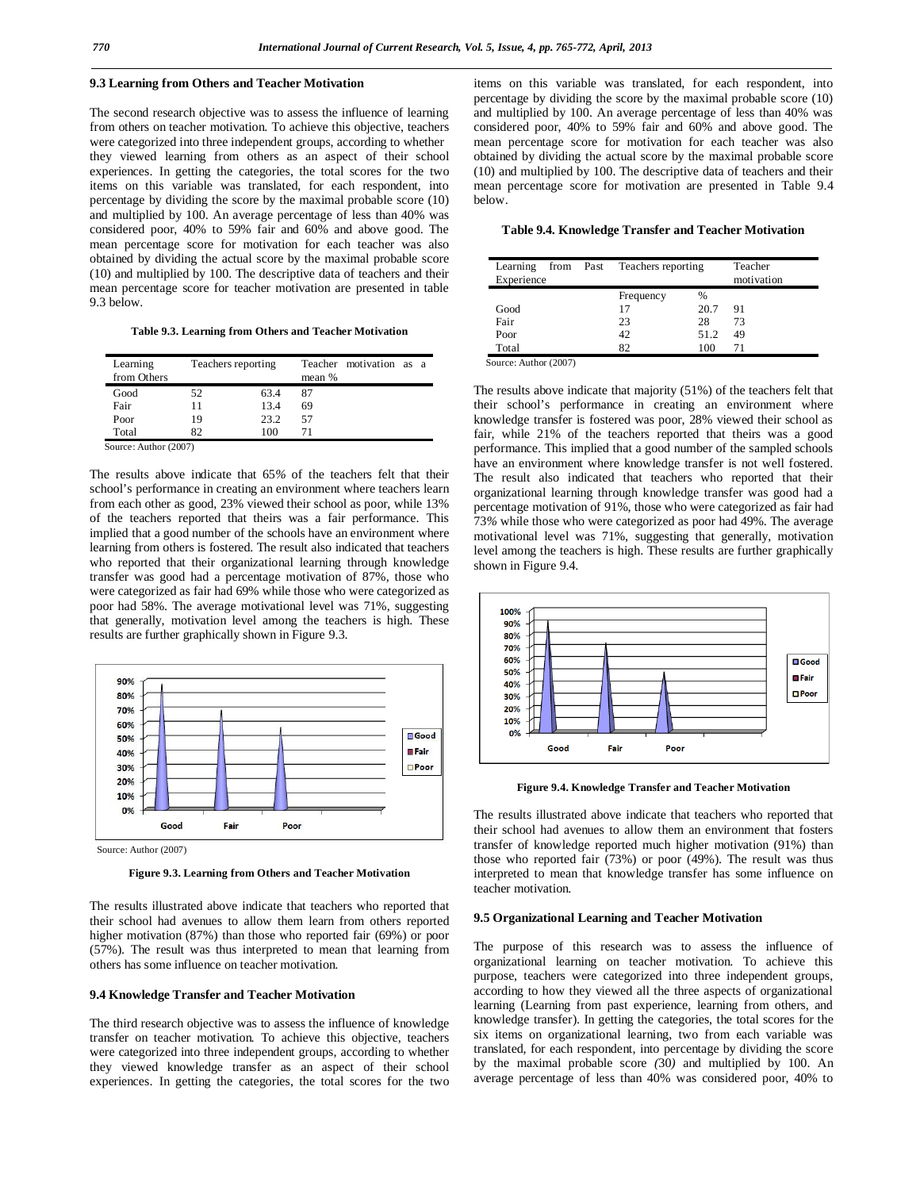### 9.3 Learning from Others and Teacher Motivation

The second research objective was to assess the influence of learning from others on teacher motivation. To achieve this objective, teachers were categorized into three independent groups, according to whether they viewed learning from others as an aspect of their school experiences. In getting the categories, the total scores for the two items on this variable was translated, for each respondent, into percentage by dividing the score by the maximal probable score (10) and multiplied by 100. An average percentage of less than 40% was considered poor, 40% to 59% fair and 60% and above good. The mean percentage score for motivation for each teacher was also obtained by dividing the actual score by the maximal probable score (10) and multiplied by 100. The descriptive data of teachers and their mean percentage score for teacher motivation are presented in table 9.3 below.

**Table 9.3. Learning from Others and Teacher Motivation**

| Learning from Others | Teachers reporting | | Teacher motivation as a mean % |
|---|---|---|---|
| Good | 52 | 63.4 | 87 |
| Fair | 11 | 13.4 | 69 |
| Poor | 19 | 23.2 | 57 |
| Total | 82 | 100 | 71 |

Source: Author (2007)

The results above indicate that 65% of the teachers felt that their school's performance in creating an environment where teachers learn from each other as good, 23% viewed their school as poor, while 13% of the teachers reported that theirs was a fair performance. This implied that a good number of the schools have an environment where learning from others is fostered. The result also indicated that teachers who reported that their organizational learning through knowledge transfer was good had a percentage motivation of 87%, those who were categorized as fair had 69% while those who were categorized as poor had 58%. The average motivational level was 71%, suggesting that generally, motivation level among the teachers is high. These results are further graphically shown in Figure 9.3.

Source: Author (2007)

**Figure 9.3. Learning from Others and Teacher Motivation**

The results illustrated above indicate that teachers who reported that their school had avenues to allow them learn from others reported higher motivation (87%) than those who reported fair (69%) or poor (57%). The result was thus interpreted to mean that learning from others has some influence on teacher motivation.

### 9.4 Knowledge Transfer and Teacher Motivation

The third research objective was to assess the influence of knowledge transfer on teacher motivation. To achieve this objective, teachers were categorized into three independent groups, according to whether they viewed knowledge transfer as an aspect of their school experiences. In getting the categories, the total scores for the two items on this variable was translated, for each respondent, into percentage by dividing the score by the maximal probable score (10) and multiplied by 100. An average percentage of less than 40% was considered poor, 40% to 59% fair and 60% and above good. The mean percentage score for motivation for each teacher was also obtained by dividing the actual score by the maximal probable score (10) and multiplied by 100. The descriptive data of teachers and their mean percentage score for motivation are presented in Table 9.4 below.

**Table 9.4. Knowledge Transfer and Teacher Motivation**

| Learning from Past Experience | Teachers reporting | | Teacher motivation |
|---|---|---|---|
| | Frequency | % | |
| Good | 17 | 20.7 | 91 |
| Fair | 23 | 28 | 73 |
| Poor | 42 | 51.2 | 49 |
| Total | 82 | 100 | 71 |

Source: Author (2007)

The results above indicate that majority (51%) of the teachers felt that their school's performance in creating an environment where knowledge transfer is fostered was poor, 28% viewed their school as fair, while 21% of the teachers reported that theirs was a good performance. This implied that a good number of the sampled schools have an environment where knowledge transfer is not well fostered. The result also indicated that teachers who reported that their organizational learning through knowledge transfer was good had a percentage motivation of 91%, those who were categorized as fair had 73% while those who were categorized as poor had 49%. The average motivational level was 71%, suggesting that generally, motivation level among the teachers is high. These results are further graphically shown in Figure 9.4.

**Figure 9.4. Knowledge Transfer and Teacher Motivation**

The results illustrated above indicate that teachers who reported that their school had avenues to allow them an environment that fosters transfer of knowledge reported much higher motivation (91%) than those who reported fair (73%) or poor (49%). The result was thus interpreted to mean that knowledge transfer has some influence on teacher motivation.

### 9.5 Organizational Learning and Teacher Motivation

The purpose of this research was to assess the influence of organizational learning on teacher motivation. To achieve this purpose, teachers were categorized into three independent groups, according to how they viewed all the three aspects of organizational learning (Learning from past experience, learning from others, and knowledge transfer). In getting the categories, the total scores for the six items on organizational learning, two from each variable was translated, for each respondent, into percentage by dividing the score by the maximal probable score (30) and multiplied by 100. An average percentage of less than 40% was considered poor, 40% to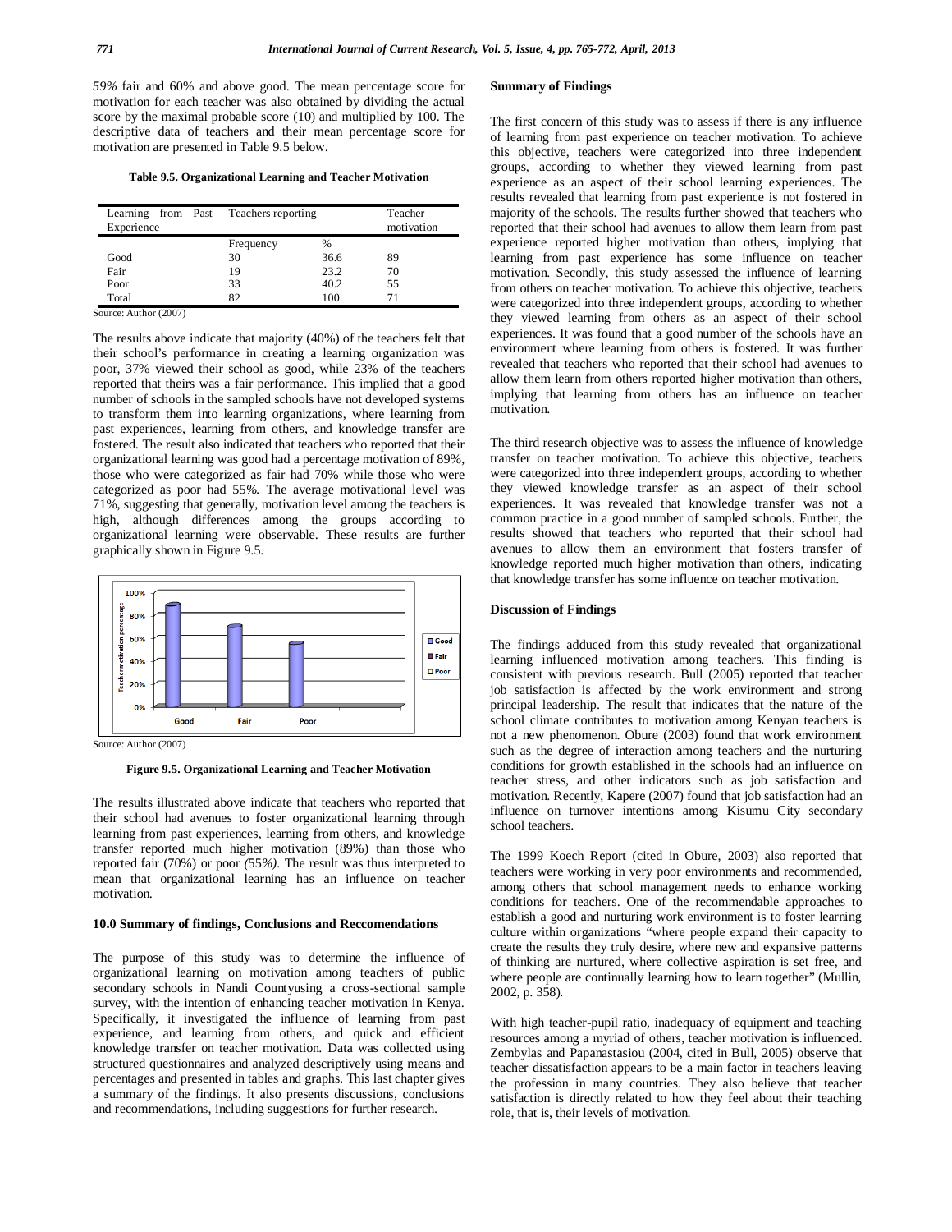*59%* fair and 60% and above good. The mean percentage score for motivation for each teacher was also obtained by dividing the actual score by the maximal probable score (10) and multiplied by 100. The descriptive data of teachers and their mean percentage score for motivation are presented in Table 9.5 below.

**Table 9.5. Organizational Learning and Teacher Motivation**

| Learning from Past Experience | Teachers reporting | | Teacher motivation |
|---|---|---|---|
| | Frequency | % | |
| Good | 30 | 36.6 | 89 |
| Fair | 19 | 23.2 | 70 |
| Poor | 33 | 40.2 | 55 |
| Total | 82 | 100 | 71 |

Source: Author (2007)

The results above indicate that majority (40%) of the teachers felt that their school's performance in creating a learning organization was poor, 37% viewed their school as good, while 23% of the teachers reported that theirs was a fair performance. This implied that a good number of schools in the sampled schools have not developed systems to transform them into learning organizations, where learning from past experiences, learning from others, and knowledge transfer are fostered. The result also indicated that teachers who reported that their organizational learning was good had a percentage motivation of 89%, those who were categorized as fair had 70% while those who were categorized as poor had 55*%.* The average motivational level was 71%, suggesting that generally, motivation level among the teachers is high, although differences among the groups according to organizational learning were observable. These results are further graphically shown in Figure 9.5.

Source: Author (2007)

**Figure 9.5. Organizational Learning and Teacher Motivation**

The results illustrated above indicate that teachers who reported that their school had avenues to foster organizational learning through learning from past experiences, learning from others, and knowledge transfer reported much higher motivation (89%) than those who reported fair (70%) or poor *(*55*%).* The result was thus interpreted to mean that organizational learning has an influence on teacher motivation.

## 10.0 Summary of findings, Conclusions and Reccomendations

The purpose of this study was to determine the influence of organizational learning on motivation among teachers of public secondary schools in Nandi Countyusing a cross-sectional sample survey, with the intention of enhancing teacher motivation in Kenya. Specifically, it investigated the influence of learning from past experience, and learning from others, and quick and efficient knowledge transfer on teacher motivation. Data was collected using structured questionnaires and analyzed descriptively using means and percentages and presented in tables and graphs. This last chapter gives a summary of the findings. It also presents discussions, conclusions and recommendations, including suggestions for further research.

### Summary of Findings

The first concern of this study was to assess if there is any influence of learning from past experience on teacher motivation. To achieve this objective, teachers were categorized into three independent groups, according to whether they viewed learning from past experience as an aspect of their school learning experiences. The results revealed that learning from past experience is not fostered in majority of the schools. The results further showed that teachers who reported that their school had avenues to allow them learn from past experience reported higher motivation than others, implying that learning from past experience has some influence on teacher motivation. Secondly, this study assessed the influence of learning from others on teacher motivation. To achieve this objective, teachers were categorized into three independent groups, according to whether they viewed learning from others as an aspect of their school experiences. It was found that a good number of the schools have an environment where learning from others is fostered. It was further revealed that teachers who reported that their school had avenues to allow them learn from others reported higher motivation than others, implying that learning from others has an influence on teacher motivation.

The third research objective was to assess the influence of knowledge transfer on teacher motivation. To achieve this objective, teachers were categorized into three independent groups, according to whether they viewed knowledge transfer as an aspect of their school experiences. It was revealed that knowledge transfer was not a common practice in a good number of sampled schools. Further, the results showed that teachers who reported that their school had avenues to allow them an environment that fosters transfer of knowledge reported much higher motivation than others, indicating that knowledge transfer has some influence on teacher motivation.

### Discussion of Findings

The findings adduced from this study revealed that organizational learning influenced motivation among teachers. This finding is consistent with previous research. Bull (2005) reported that teacher job satisfaction is affected by the work environment and strong principal leadership. The result that indicates that the nature of the school climate contributes to motivation among Kenyan teachers is not a new phenomenon. Obure (2003) found that work environment such as the degree of interaction among teachers and the nurturing conditions for growth established in the schools had an influence on teacher stress, and other indicators such as job satisfaction and motivation. Recently, Kapere (2007) found that job satisfaction had an influence on turnover intentions among Kisumu City secondary school teachers.

The 1999 Koech Report (cited in Obure, 2003) also reported that teachers were working in very poor environments and recommended, among others that school management needs to enhance working conditions for teachers. One of the recommendable approaches to establish a good and nurturing work environment is to foster learning culture within organizations "where people expand their capacity to create the results they truly desire, where new and expansive patterns of thinking are nurtured, where collective aspiration is set free, and where people are continually learning how to learn together" (Mullin, 2002, p. 358).

With high teacher-pupil ratio, inadequacy of equipment and teaching resources among a myriad of others, teacher motivation is influenced. Zembylas and Papanastasiou (2004, cited in Bull, 2005) observe that teacher dissatisfaction appears to be a main factor in teachers leaving the profession in many countries. They also believe that teacher satisfaction is directly related to how they feel about their teaching role, that is, their levels of motivation.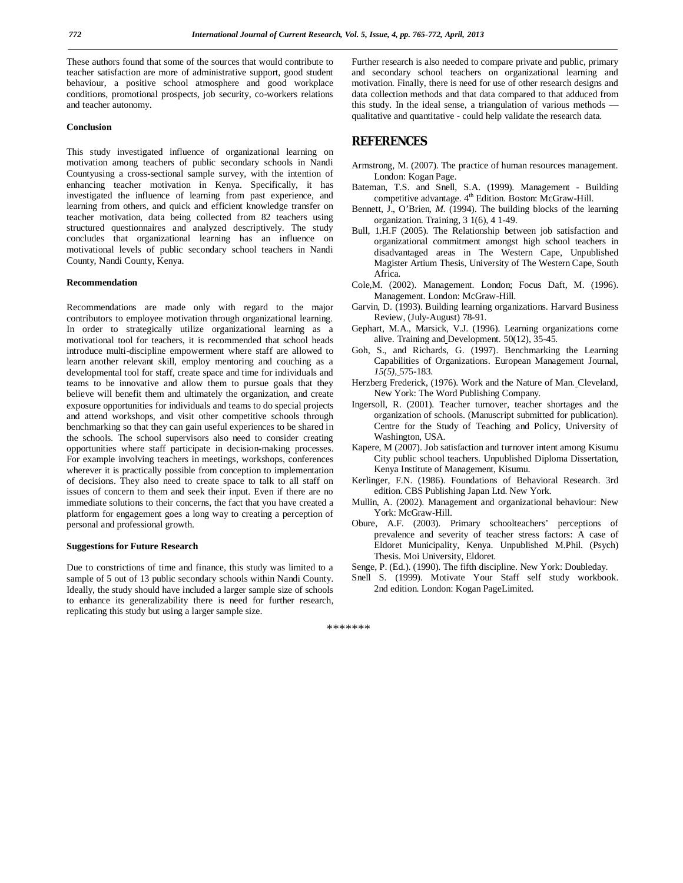These authors found that some of the sources that would contribute to teacher satisfaction are more of administrative support, good student behaviour, a positive school atmosphere and good workplace conditions, promotional prospects, job security, co-workers relations and teacher autonomy.

### Conclusion

This study investigated influence of organizational learning on motivation among teachers of public secondary schools in Nandi Countyusing a cross-sectional sample survey, with the intention of enhancing teacher motivation in Kenya. Specifically, it has investigated the influence of learning from past experience, and learning from others, and quick and efficient knowledge transfer on teacher motivation, data being collected from 82 teachers using structured questionnaires and analyzed descriptively. The study concludes that organizational learning has an influence on motivational levels of public secondary school teachers in Nandi County, Nandi County, Kenya.

### Recommendation

Recommendations are made only with regard to the major contributors to employee motivation through organizational learning. In order to strategically utilize organizational learning as a motivational tool for teachers, it is recommended that school heads introduce multi-discipline empowerment where staff are allowed to learn another relevant skill, employ mentoring and couching as a developmental tool for staff, create space and time for individuals and teams to be innovative and allow them to pursue goals that they believe will benefit them and ultimately the organization, and create exposure opportunities for individuals and teams to do special projects and attend workshops, and visit other competitive schools through benchmarking so that they can gain useful experiences to be shared in the schools. The school supervisors also need to consider creating opportunities where staff participate in decision-making processes. For example involving teachers in meetings, workshops, conferences wherever it is practically possible from conception to implementation of decisions. They also need to create space to talk to all staff on issues of concern to them and seek their input. Even if there are no immediate solutions to their concerns, the fact that you have created a platform for engagement goes a long way to creating a perception of personal and professional growth.

### Suggestions for Future Research

Due to constrictions of time and finance, this study was limited to a sample of 5 out of 13 public secondary schools within Nandi County. Ideally, the study should have included a larger sample size of schools to enhance its generalizability there is need for further research, replicating this study but using a larger sample size.

Further research is also needed to compare private and public, primary and secondary school teachers on organizational learning and motivation. Finally, there is need for use of other research designs and data collection methods and that data compared to that adduced from this study. In the ideal sense, a triangulation of various methods — qualitative and quantitative - could help validate the research data.

## REFERENCES

Armstrong, M. (2007). The practice of human resources management. London: Kogan Page.

Bateman, T.S. and Snell, S.A. (1999). Management - Building competitive advantage. 4th Edition. Boston: McGraw-Hill.

Bennett, J., O'Brien, *M.* (1994). The building blocks of the learning organization. Training, 3 1(6), 4 1-49.

Bull, 1.H.F (2005). The Relationship between job satisfaction and organizational commitment amongst high school teachers in disadvantaged areas in The Western Cape, Unpublished Magister Artium Thesis, University of The Western Cape, South Africa.

Cole,M. (2002). Management. London; Focus Daft, M. (1996). Management. London: McGraw-Hill.

Garvin, D. (1993). Building learning organizations. Harvard Business Review, (July-August) 78-91.

Gephart, M.A., Marsick, V.J. (1996). Learning organizations come alive. Training and Development. 50(12), 35-45.

Goh, S., and Richards, G. (1997). Benchmarking the Learning Capabilities of Organizations. European Management Journal, *15(5),* 575-183.

Herzberg Frederick, (1976). Work and the Nature of Man. Cleveland, New York: The Word Publishing Company.

Ingersoll, R. (2001). Teacher turnover, teacher shortages and the organization of schools. (Manuscript submitted for publication). Centre for the Study of Teaching and Policy, University of Washington, USA.

Kapere, M (2007). Job satisfaction and turnover intent among Kisumu City public school teachers. Unpublished Diploma Dissertation, Kenya Institute of Management, Kisumu.

Kerlinger, F.N. (1986). Foundations of Behavioral Research. 3rd edition. CBS Publishing Japan Ltd. New York.

Mullin, A. (2002). Management and organizational behaviour: New York: McGraw-Hill.

Obure, A.F. (2003). Primary schoolteachers' perceptions of prevalence and severity of teacher stress factors: A case of Eldoret Municipality, Kenya. Unpublished M.Phil. (Psych) Thesis. Moi University, Eldoret.

Senge, P. (Ed.). (1990). The fifth discipline. New York: Doubleday.

Snell S. (1999). Motivate Your Staff self study workbook. 2nd edition. London: Kogan PageLimited.

\*\*\*\*\*\*\*